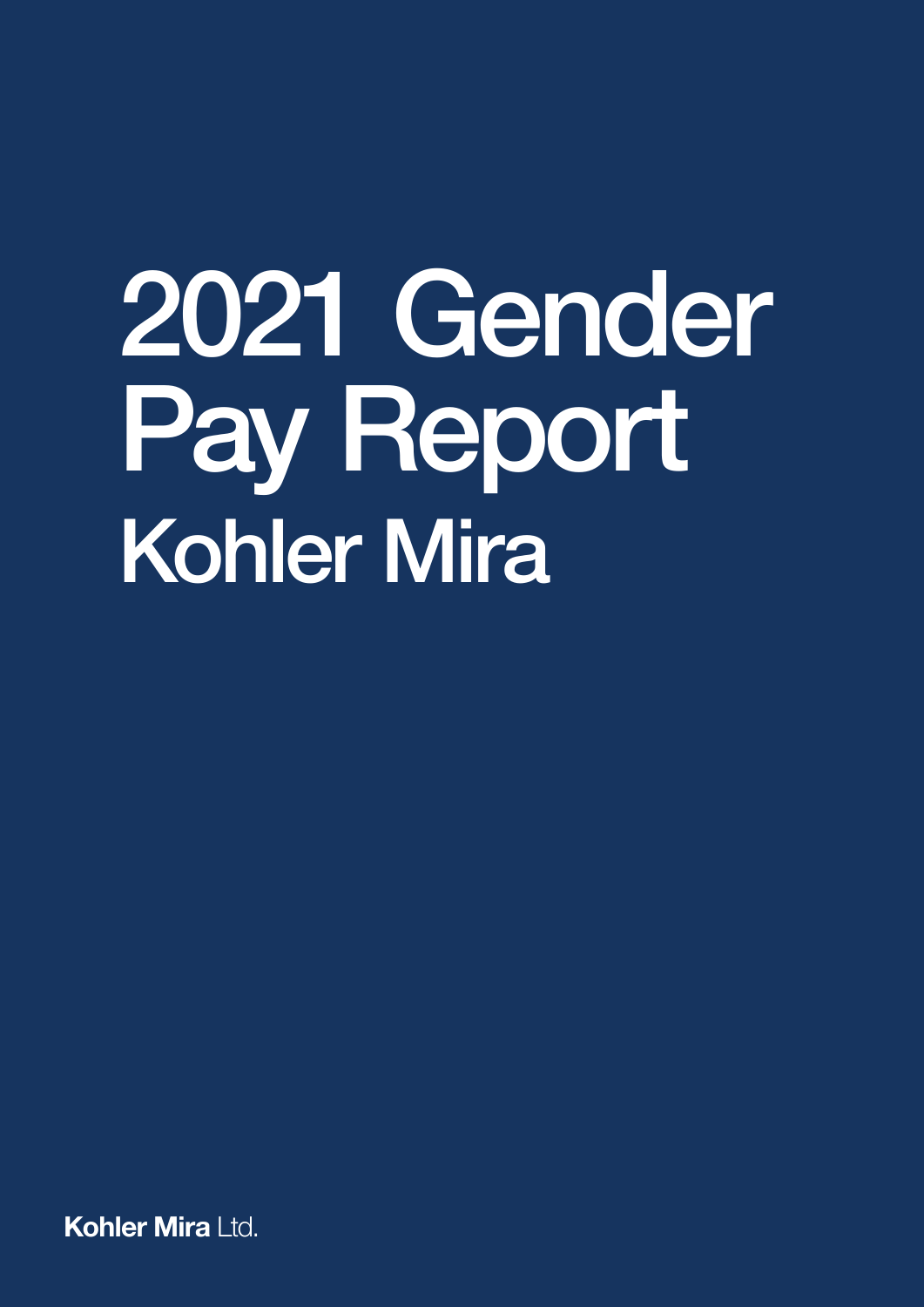# 2021 Gender Pay Report

## Kohler Mira

**Kohler Mira** Ltd.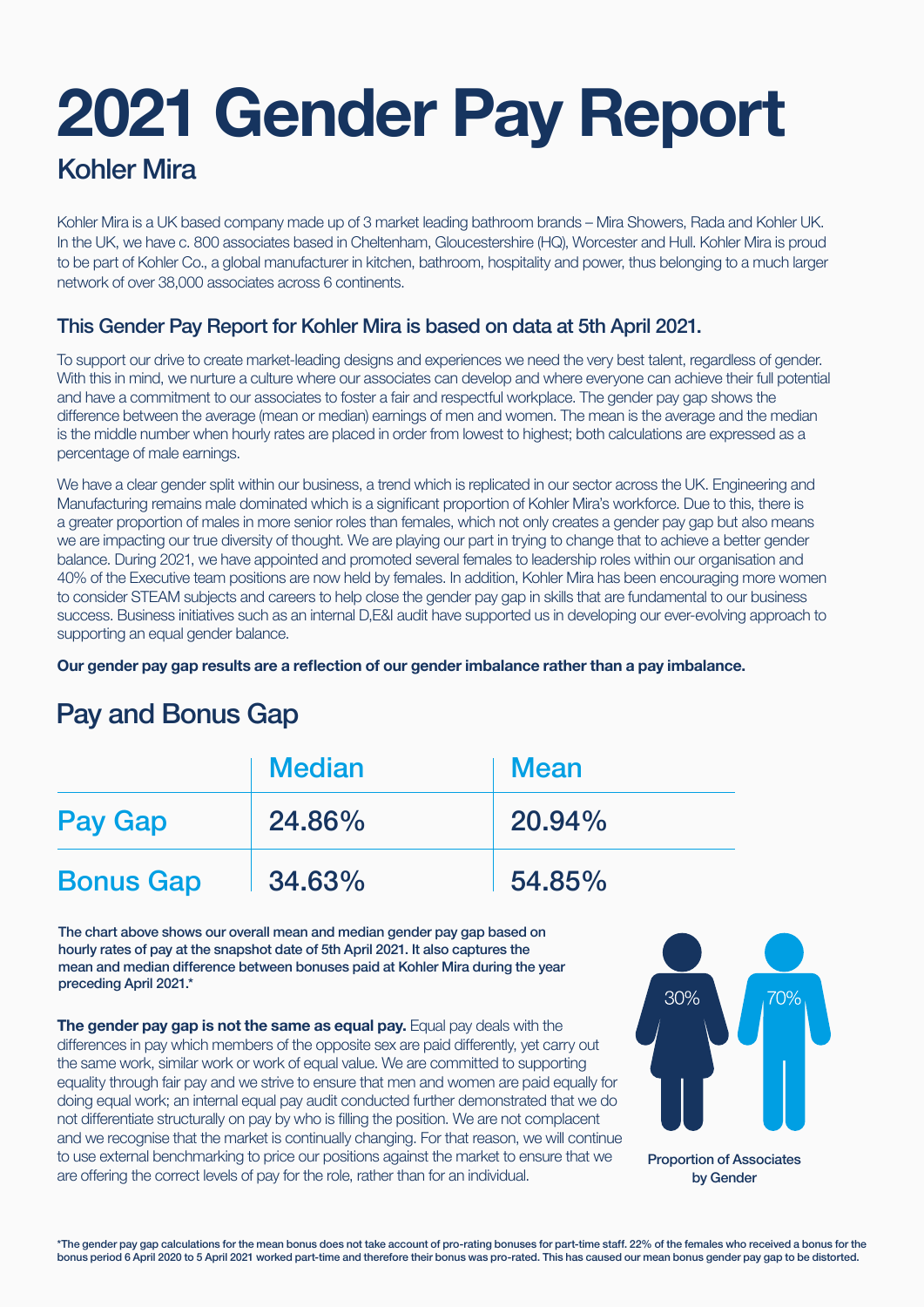# 2021 Gender Pay Report

## Kohler Mira

Kohler Mira is a UK based company made up of 3 market leading bathroom brands – Mira Showers, Rada and Kohler UK. In the UK, we have c. 800 associates based in Cheltenham, Gloucestershire (HQ), Worcester and Hull. Kohler Mira is proud to be part of Kohler Co., a global manufacturer in kitchen, bathroom, hospitality and power, thus belonging to a much larger network of over 38,000 associates across 6 continents.

### This Gender Pay Report for Kohler Mira is based on data at 5th April 2021.

To support our drive to create market-leading designs and experiences we need the very best talent, regardless of gender. With this in mind, we nurture a culture where our associates can develop and where everyone can achieve their full potential and have a commitment to our associates to foster a fair and respectful workplace. The gender pay gap shows the difference between the average (mean or median) earnings of men and women. The mean is the average and the median is the middle number when hourly rates are placed in order from lowest to highest; both calculations are expressed as a percentage of male earnings.

We have a clear gender split within our business, a trend which is replicated in our sector across the UK. Engineering and Manufacturing remains male dominated which is a significant proportion of Kohler Mira's workforce. Due to this, there is a greater proportion of males in more senior roles than females, which not only creates a gender pay gap but also means we are impacting our true diversity of thought. We are playing our part in trying to change that to achieve a better gender balance. During 2021, we have appointed and promoted several females to leadership roles within our organisation and 40% of the Executive team positions are now held by females. In addition, Kohler Mira has been encouraging more women to consider STEAM subjects and careers to help close the gender pay gap in skills that are fundamental to our business success. Business initiatives such as an internal D,E&I audit have supported us in developing our ever-evolving approach to supporting an equal gender balance.

**Our gender pay gap results are a reflection of our gender imbalance rather than a pay imbalance.**

## Pay and Bonus Gap

| | Median | Mean |
|---|---|---|
| Pay Gap | 24.86% | 20.94% |
| Bonus Gap | 34.63% | 54.85% |

**The chart above shows our overall mean and median gender pay gap based on hourly rates of pay at the snapshot date of 5th April 2021. It also captures the mean and median difference between bonuses paid at Kohler Mira during the year preceding April 2021.***

**The gender pay gap is not the same as equal pay.** Equal pay deals with the differences in pay which members of the opposite sex are paid differently, yet carry out the same work, similar work or work of equal value. We are committed to supporting equality through fair pay and we strive to ensure that men and women are paid equally for doing equal work; an internal equal pay audit conducted further demonstrated that we do not differentiate structurally on pay by who is filling the position. We are not complacent and we recognise that the market is continually changing. For that reason, we will continue to use external benchmarking to price our positions against the market to ensure that we are offering the correct levels of pay for the role, rather than for an individual.

| Female | Male |
|---|---|
| 30% | 70% |

Proportion of Associates by Gender

*The gender pay gap calculations for the mean bonus does not take account of pro-rating bonuses for part-time staff. 22% of the females who received a bonus for the bonus period 6 April 2020 to 5 April 2021 worked part-time and therefore their bonus was pro-rated. This has caused our mean bonus gender pay gap to be distorted.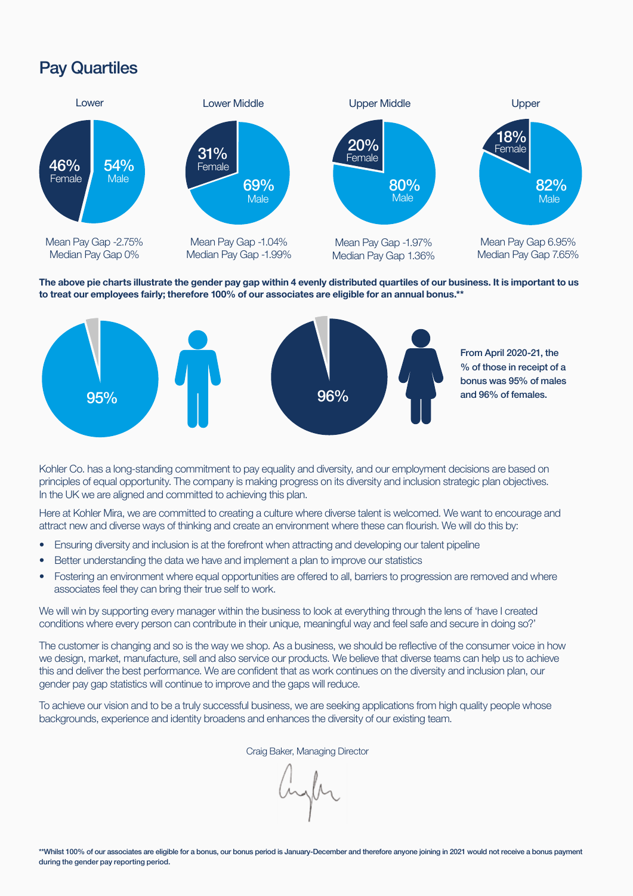## Pay Quartiles

| | Lower | Lower Middle | Upper Middle | Upper |
|---|---|---|---|---|
| Female | 46% | 31% | 20% | 18% |
| Male | 54% | 69% | 80% | 82% |
| Mean Pay Gap | -2.75% | -1.04% | -1.97% | 6.95% |
| Median Pay Gap | 0% | -1.99% | 1.36% | 7.65% |

**The above pie charts illustrate the gender pay gap within 4 evenly distributed quartiles of our business. It is important to us to treat our employees fairly; therefore 100% of our associates are eligible for an annual bonus.\*\***

95%

96%

**From April 2020-21, the % of those in receipt of a bonus was 95% of males and 96% of females.**

Kohler Co. has a long-standing commitment to pay equality and diversity, and our employment decisions are based on principles of equal opportunity. The company is making progress on its diversity and inclusion strategic plan objectives. In the UK we are aligned and committed to achieving this plan.

Here at Kohler Mira, we are committed to creating a culture where diverse talent is welcomed. We want to encourage and attract new and diverse ways of thinking and create an environment where these can flourish. We will do this by:

- Ensuring diversity and inclusion is at the forefront when attracting and developing our talent pipeline
- Better understanding the data we have and implement a plan to improve our statistics
- Fostering an environment where equal opportunities are offered to all, barriers to progression are removed and where associates feel they can bring their true self to work.

We will win by supporting every manager within the business to look at everything through the lens of 'have I created conditions where every person can contribute in their unique, meaningful way and feel safe and secure in doing so?'

The customer is changing and so is the way we shop. As a business, we should be reflective of the consumer voice in how we design, market, manufacture, sell and also service our products. We believe that diverse teams can help us to achieve this and deliver the best performance. We are confident that as work continues on the diversity and inclusion plan, our gender pay gap statistics will continue to improve and the gaps will reduce.

To achieve our vision and to be a truly successful business, we are seeking applications from high quality people whose backgrounds, experience and identity broadens and enhances the diversity of our existing team.

Craig Baker, Managing Director

**\*\*Whilst 100% of our associates are eligible for a bonus, our bonus period is January-December and therefore anyone joining in 2021 would not receive a bonus payment during the gender pay reporting period.**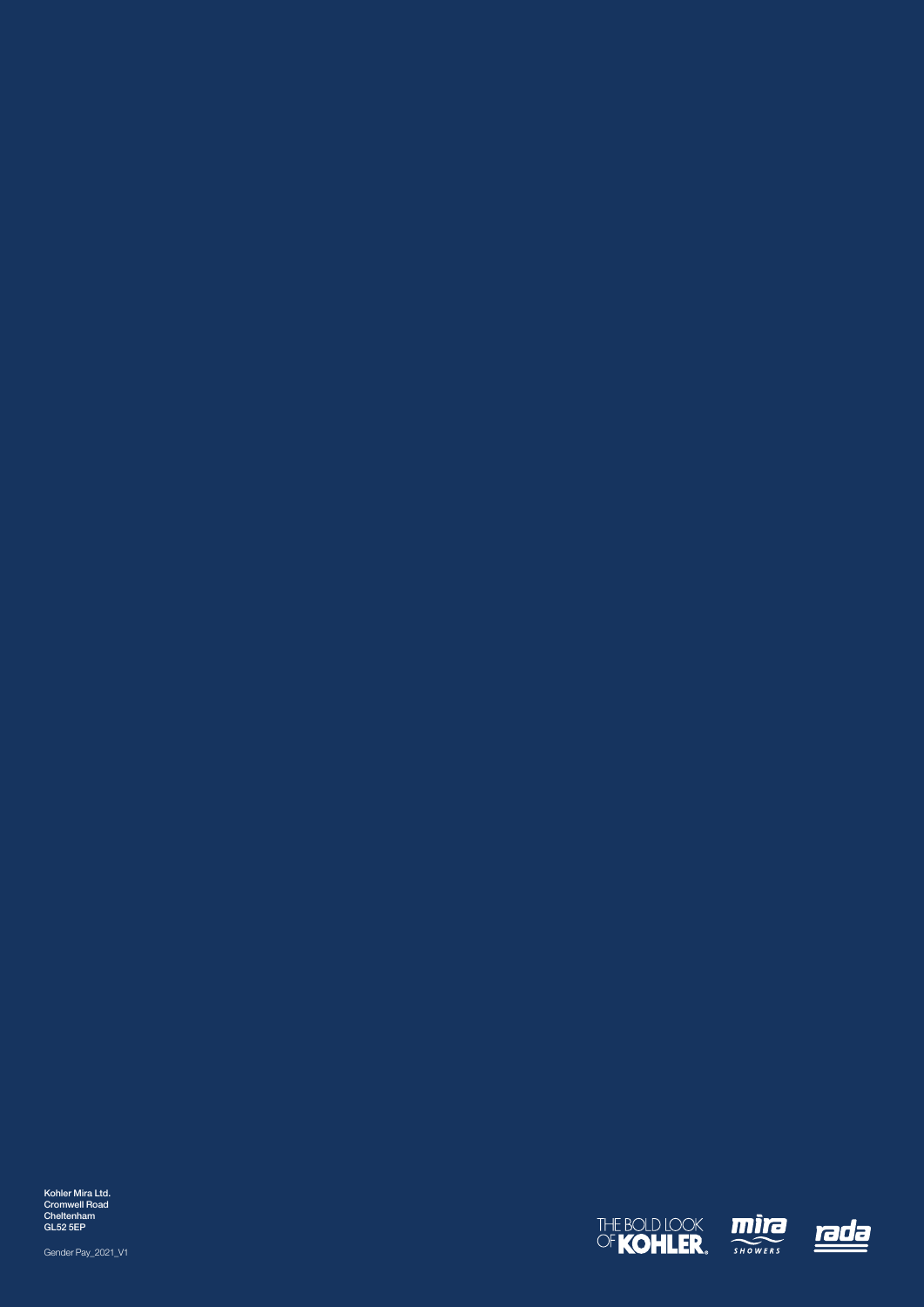Kohler Mira Ltd.
Cromwell Road
Cheltenham
GL52 5EP

Gender Pay_2021_V1

THE BOLD LOOK OF KOHLER.

mira SHOWERS

rada